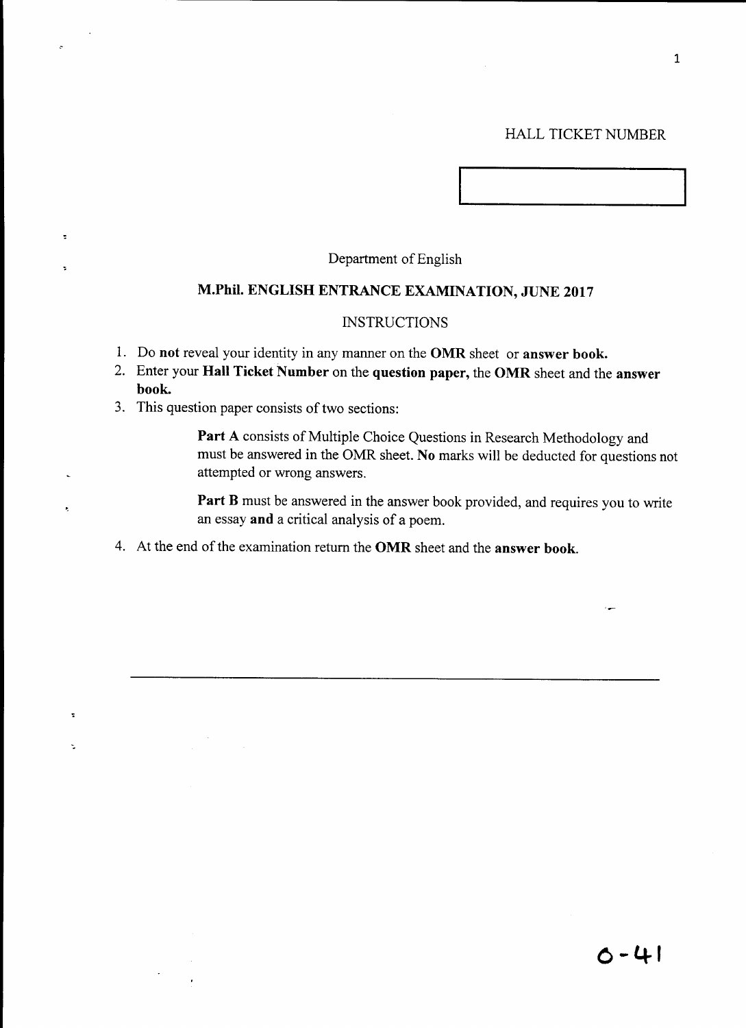HALL TICKET NUMBER

| |
|---|
| |

Department of English

## M.Phil. ENGLISH ENTRANCE EXAMINATION, JUNE 2017

### INSTRUCTIONS

1. Do **not** reveal your identity in any manner on the **OMR** sheet or **answer book.**
2. Enter your **Hall Ticket Number** on the **question paper,** the **OMR** sheet and the **answer book.**
3. This question paper consists of two sections:

   **Part A** consists of Multiple Choice Questions in Research Methodology and must be answered in the OMR sheet. **No** marks will be deducted for questions not attempted or wrong answers.

   **Part B** must be answered in the answer book provided, and requires you to write an essay **and** a critical analysis of a poem.

4. At the end of the examination return the **OMR** sheet and the **answer book.**

---

O-41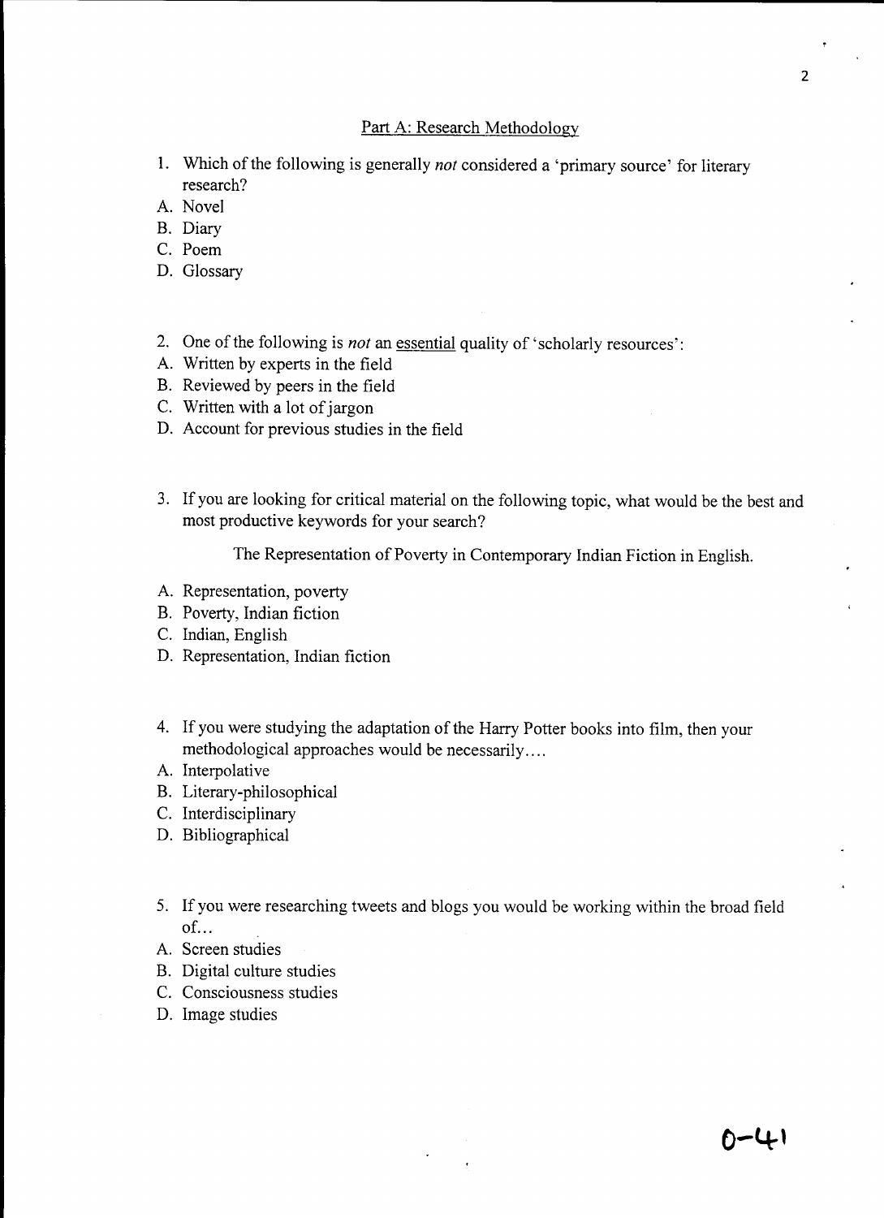## Part A: Research Methodology

1. Which of the following is generally *not* considered a 'primary source' for literary research?

A. Novel
B. Diary
C. Poem
D. Glossary

2. One of the following is *not* an <u>essential</u> quality of 'scholarly resources':

A. Written by experts in the field
B. Reviewed by peers in the field
C. Written with a lot of jargon
D. Account for previous studies in the field

3. If you are looking for critical material on the following topic, what would be the best and most productive keywords for your search?

The Representation of Poverty in Contemporary Indian Fiction in English.

A. Representation, poverty
B. Poverty, Indian fiction
C. Indian, English
D. Representation, Indian fiction

4. If you were studying the adaptation of the Harry Potter books into film, then your methodological approaches would be necessarily….

A. Interpolative
B. Literary-philosophical
C. Interdisciplinary
D. Bibliographical

5. If you were researching tweets and blogs you would be working within the broad field of…

A. Screen studies
B. Digital culture studies
C. Consciousness studies
D. Image studies

0-41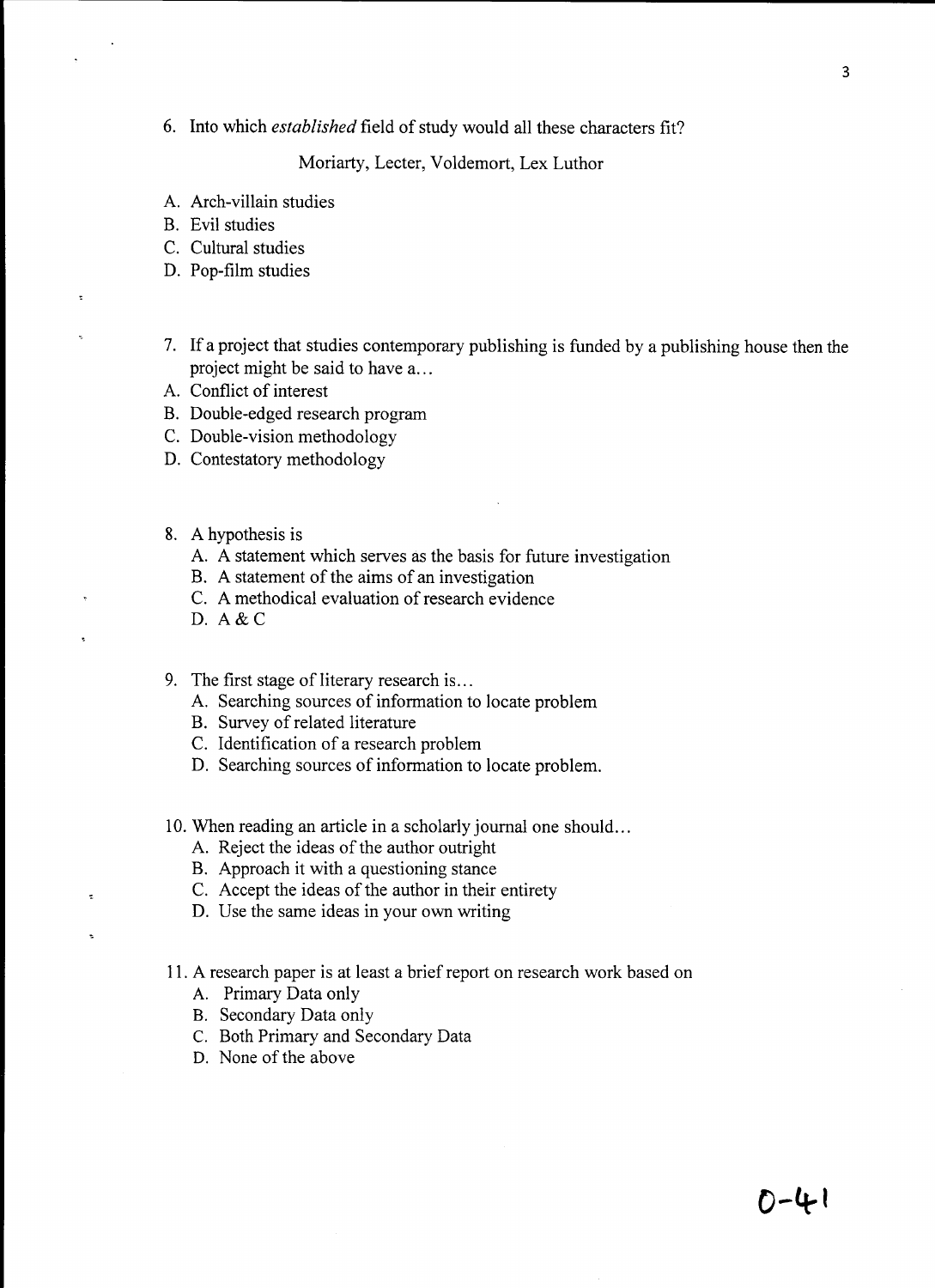6. Into which *established* field of study would all these characters fit?

   Moriarty, Lecter, Voldemort, Lex Luthor

A. Arch-villain studies
B. Evil studies
C. Cultural studies
D. Pop-film studies

7. If a project that studies contemporary publishing is funded by a publishing house then the project might be said to have a…
A. Conflict of interest
B. Double-edged research program
C. Double-vision methodology
D. Contestatory methodology

8. A hypothesis is
   A. A statement which serves as the basis for future investigation
   B. A statement of the aims of an investigation
   C. A methodical evaluation of research evidence
   D. A & C

9. The first stage of literary research is…
   A. Searching sources of information to locate problem
   B. Survey of related literature
   C. Identification of a research problem
   D. Searching sources of information to locate problem.

10. When reading an article in a scholarly journal one should…
    A. Reject the ideas of the author outright
    B. Approach it with a questioning stance
    C. Accept the ideas of the author in their entirety
    D. Use the same ideas in your own writing

11. A research paper is at least a brief report on research work based on
    A. Primary Data only
    B. Secondary Data only
    C. Both Primary and Secondary Data
    D. None of the above

O-41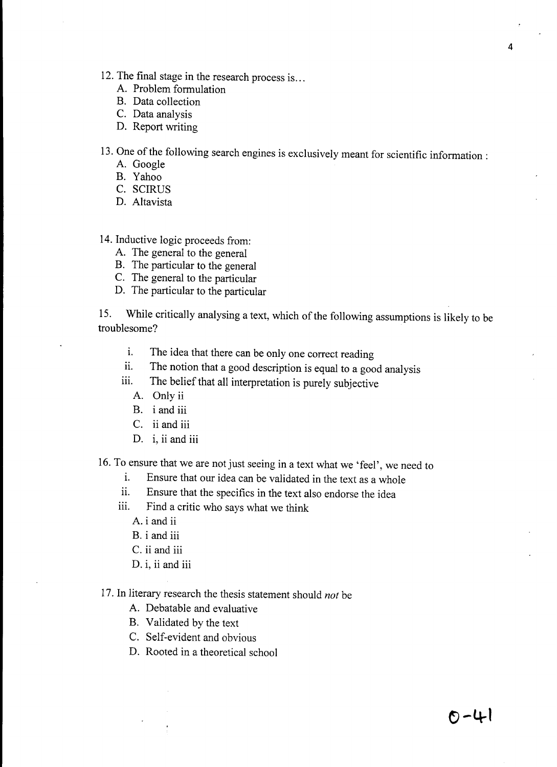12. The final stage in the research process is…
    - A. Problem formulation
    - B. Data collection
    - C. Data analysis
    - D. Report writing

13. One of the following search engines is exclusively meant for scientific information :
    - A. Google
    - B. Yahoo
    - C. SCIRUS
    - D. Altavista

14. Inductive logic proceeds from:
    - A. The general to the general
    - B. The particular to the general
    - C. The general to the particular
    - D. The particular to the particular

15. While critically analysing a text, which of the following assumptions is likely to be troublesome?

    - i. The idea that there can be only one correct reading
    - ii. The notion that a good description is equal to a good analysis
    - iii. The belief that all interpretation is purely subjective

    - A. Only ii
    - B. i and iii
    - C. ii and iii
    - D. i, ii and iii

16. To ensure that we are not just seeing in a text what we 'feel', we need to
    - i. Ensure that our idea can be validated in the text as a whole
    - ii. Ensure that the specifics in the text also endorse the idea
    - iii. Find a critic who says what we think

    - A. i and ii
    - B. i and iii
    - C. ii and iii
    - D. i, ii and iii

17. In literary research the thesis statement should *not* be
    - A. Debatable and evaluative
    - B. Validated by the text
    - C. Self-evident and obvious
    - D. Rooted in a theoretical school

O-41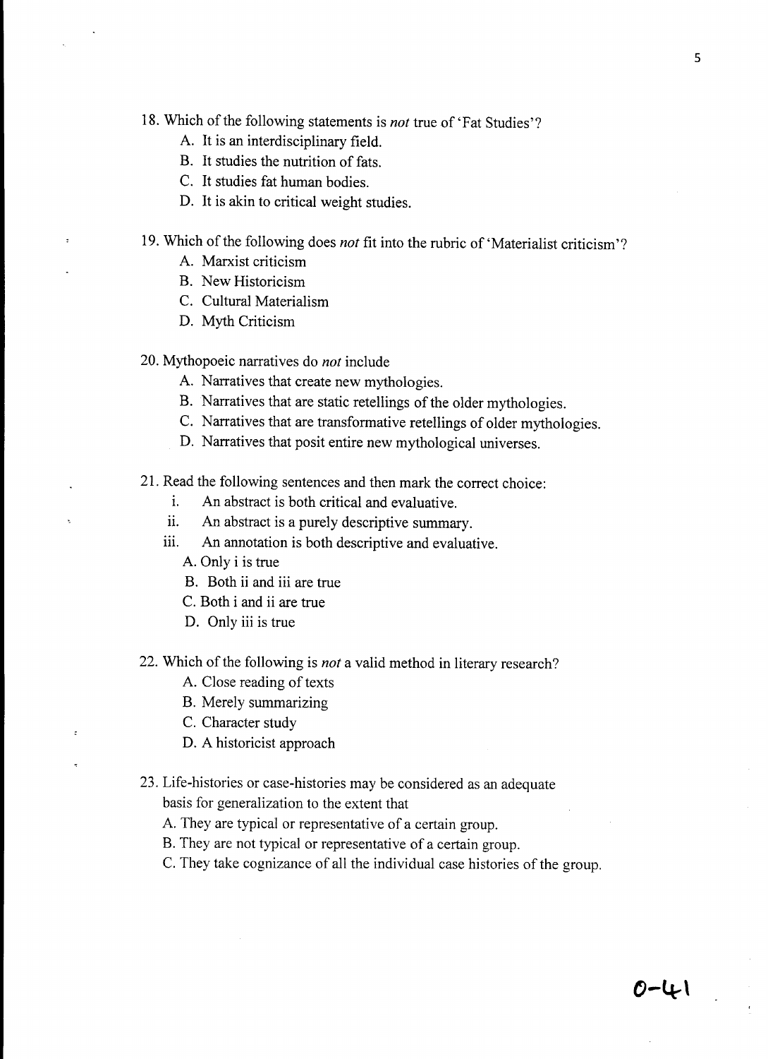18. Which of the following statements is *not* true of 'Fat Studies'?
    A. It is an interdisciplinary field.
    B. It studies the nutrition of fats.
    C. It studies fat human bodies.
    D. It is akin to critical weight studies.

19. Which of the following does *not* fit into the rubric of 'Materialist criticism'?
    A. Marxist criticism
    B. New Historicism
    C. Cultural Materialism
    D. Myth Criticism

20. Mythopoeic narratives do *not* include
    A. Narratives that create new mythologies.
    B. Narratives that are static retellings of the older mythologies.
    C. Narratives that are transformative retellings of older mythologies.
    D. Narratives that posit entire new mythological universes.

21. Read the following sentences and then mark the correct choice:
    i. An abstract is both critical and evaluative.
    ii. An abstract is a purely descriptive summary.
    iii. An annotation is both descriptive and evaluative.

    A. Only i is true
    B. Both ii and iii are true
    C. Both i and ii are true
    D. Only iii is true

22. Which of the following is *not* a valid method in literary research?
    A. Close reading of texts
    B. Merely summarizing
    C. Character study
    D. A historicist approach

23. Life-histories or case-histories may be considered as an adequate basis for generalization to the extent that
    A. They are typical or representative of a certain group.
    B. They are not typical or representative of a certain group.
    C. They take cognizance of all the individual case histories of the group.

O-41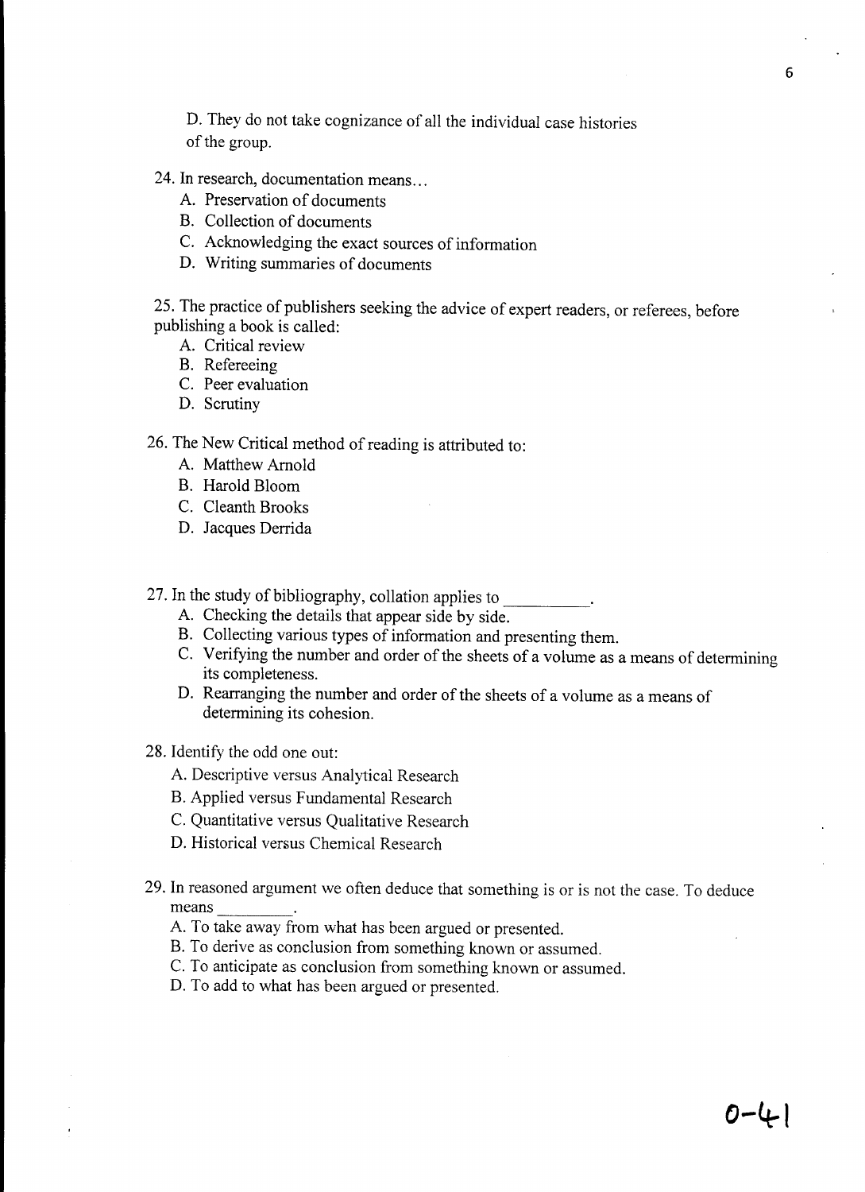D. They do not take cognizance of all the individual case histories of the group.

24. In research, documentation means…
    - A. Preservation of documents
    - B. Collection of documents
    - C. Acknowledging the exact sources of information
    - D. Writing summaries of documents

25. The practice of publishers seeking the advice of expert readers, or referees, before publishing a book is called:
    - A. Critical review
    - B. Refereeing
    - C. Peer evaluation
    - D. Scrutiny

26. The New Critical method of reading is attributed to:
    - A. Matthew Arnold
    - B. Harold Bloom
    - C. Cleanth Brooks
    - D. Jacques Derrida

27. In the study of bibliography, collation applies to __________.
    - A. Checking the details that appear side by side.
    - B. Collecting various types of information and presenting them.
    - C. Verifying the number and order of the sheets of a volume as a means of determining its completeness.
    - D. Rearranging the number and order of the sheets of a volume as a means of determining its cohesion.

28. Identify the odd one out:
    - A. Descriptive versus Analytical Research
    - B. Applied versus Fundamental Research
    - C. Quantitative versus Qualitative Research
    - D. Historical versus Chemical Research

29. In reasoned argument we often deduce that something is or is not the case. To deduce means _________.
    - A. To take away from what has been argued or presented.
    - B. To derive as conclusion from something known or assumed.
    - C. To anticipate as conclusion from something known or assumed.
    - D. To add to what has been argued or presented.

0-41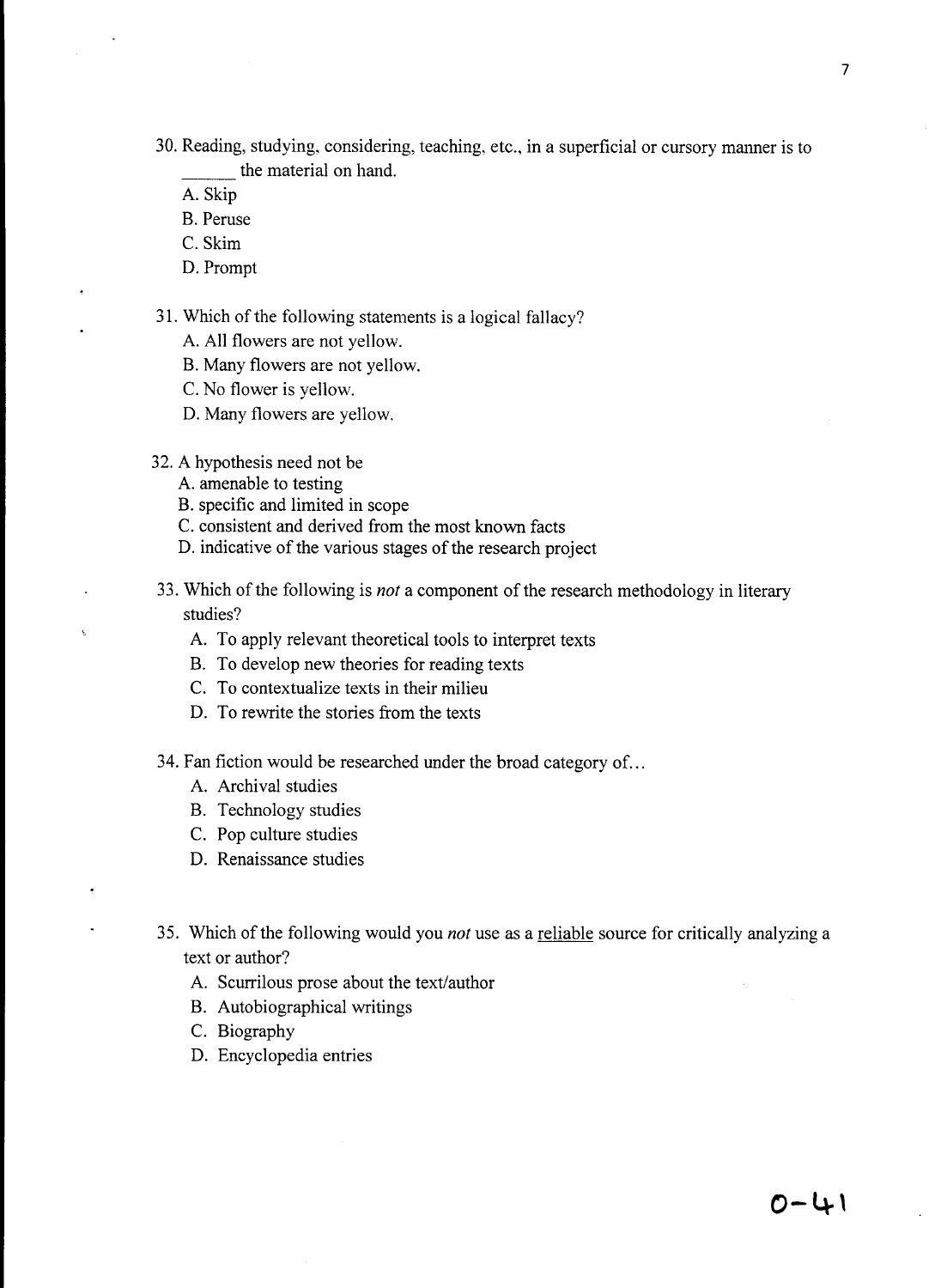30. Reading, studying, considering, teaching, etc., in a superficial or cursory manner is to ______ the material on hand.

    A. Skip

    B. Peruse

    C. Skim

    D. Prompt

31. Which of the following statements is a logical fallacy?

    A. All flowers are not yellow.

    B. Many flowers are not yellow.

    C. No flower is yellow.

    D. Many flowers are yellow.

32. A hypothesis need not be

    A. amenable to testing

    B. specific and limited in scope

    C. consistent and derived from the most known facts

    D. indicative of the various stages of the research project

33. Which of the following is *not* a component of the research methodology in literary studies?

    A. To apply relevant theoretical tools to interpret texts

    B. To develop new theories for reading texts

    C. To contextualize texts in their milieu

    D. To rewrite the stories from the texts

34. Fan fiction would be researched under the broad category of…

    A. Archival studies

    B. Technology studies

    C. Pop culture studies

    D. Renaissance studies

35. Which of the following would you *not* use as a <u>reliable</u> source for critically analyzing a text or author?

    A. Scurrilous prose about the text/author

    B. Autobiographical writings

    C. Biography

    D. Encyclopedia entries

0-41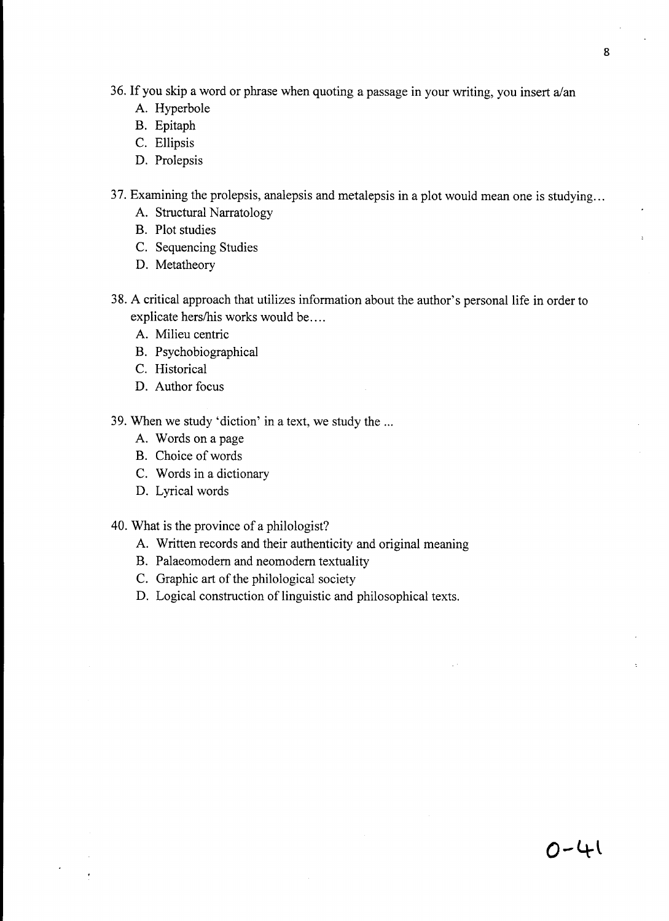36. If you skip a word or phrase when quoting a passage in your writing, you insert a/an
    A. Hyperbole
    B. Epitaph
    C. Ellipsis
    D. Prolepsis

37. Examining the prolepsis, analepsis and metalepsis in a plot would mean one is studying…
    A. Structural Narratology
    B. Plot studies
    C. Sequencing Studies
    D. Metatheory

38. A critical approach that utilizes information about the author's personal life in order to explicate hers/his works would be….
    A. Milieu centric
    B. Psychobiographical
    C. Historical
    D. Author focus

39. When we study 'diction' in a text, we study the ...
    A. Words on a page
    B. Choice of words
    C. Words in a dictionary
    D. Lyrical words

40. What is the province of a philologist?
    A. Written records and their authenticity and original meaning
    B. Palaeomodern and neomodern textuality
    C. Graphic art of the philological society
    D. Logical construction of linguistic and philosophical texts.

O-41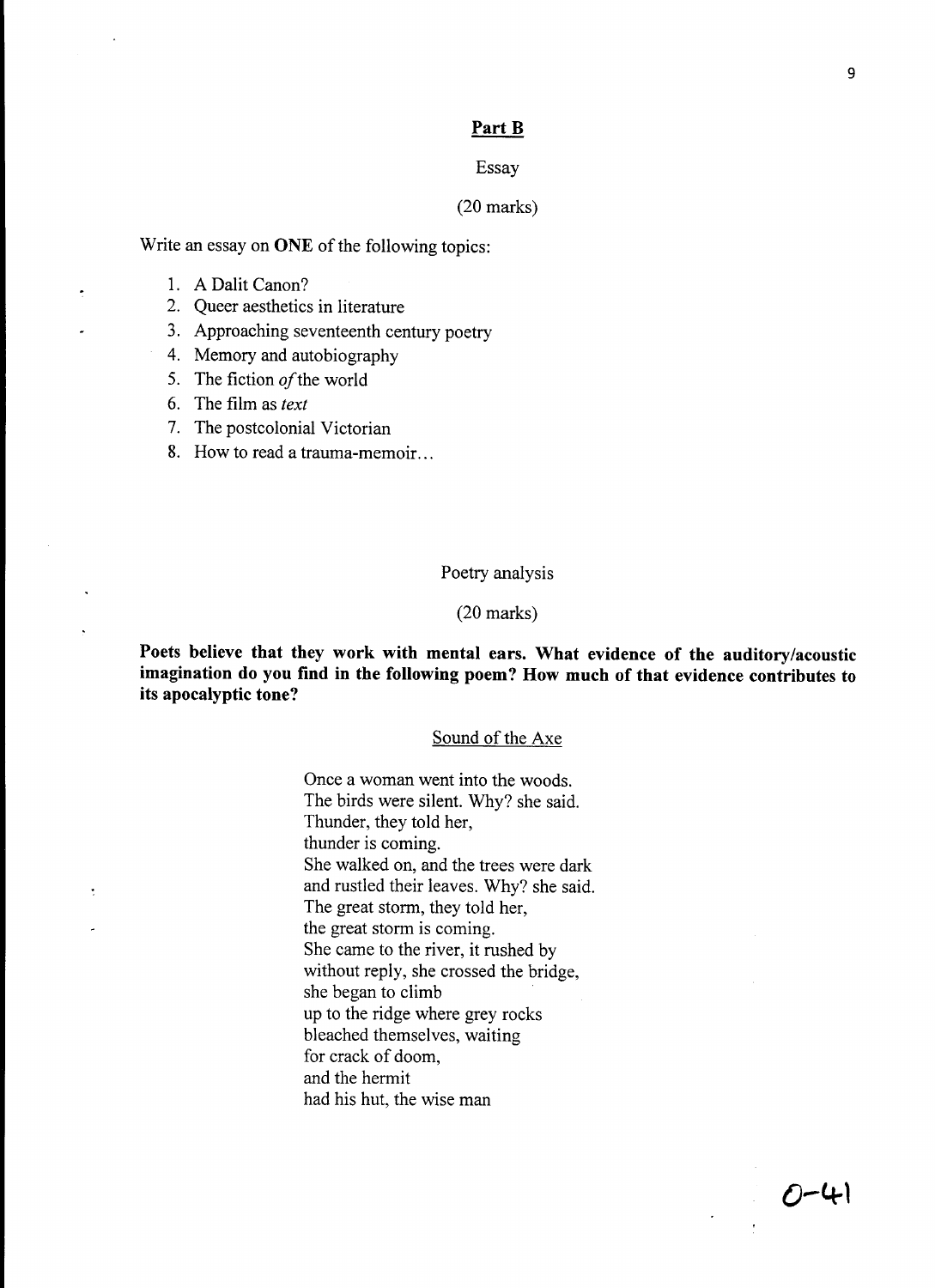## Part B

Essay

(20 marks)

Write an essay on **ONE** of the following topics:

1. A Dalit Canon?
2. Queer aesthetics in literature
3. Approaching seventeenth century poetry
4. Memory and autobiography
5. The fiction *of* the world
6. The film as *text*
7. The postcolonial Victorian
8. How to read a trauma-memoir…

Poetry analysis

(20 marks)

**Poets believe that they work with mental ears. What evidence of the auditory/acoustic imagination do you find in the following poem? How much of that evidence contributes to its apocalyptic tone?**

Sound of the Axe

Once a woman went into the woods.  
The birds were silent. Why? she said.  
Thunder, they told her,  
thunder is coming.  
She walked on, and the trees were dark  
and rustled their leaves. Why? she said.  
The great storm, they told her,  
the great storm is coming.  
She came to the river, it rushed by  
without reply, she crossed the bridge,  
she began to climb  
up to the ridge where grey rocks  
bleached themselves, waiting  
for crack of doom,  
and the hermit  
had his hut, the wise man

O-41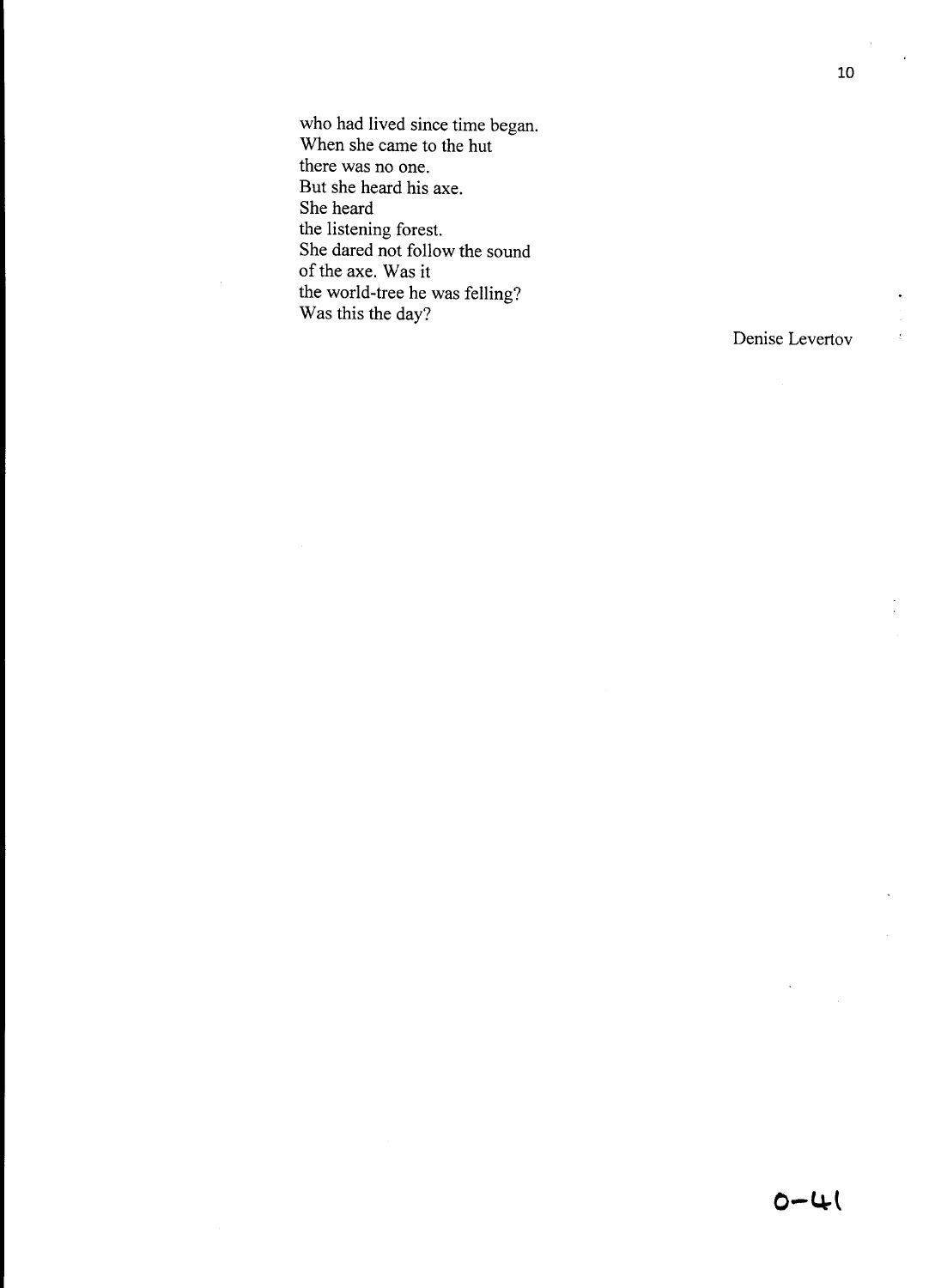who had lived since time began.  
When she came to the hut  
there was no one.  
But she heard his axe.  
She heard  
the listening forest.  
She dared not follow the sound  
of the axe. Was it  
the world-tree he was felling?  
Was this the day?

Denise Levertov

0-41